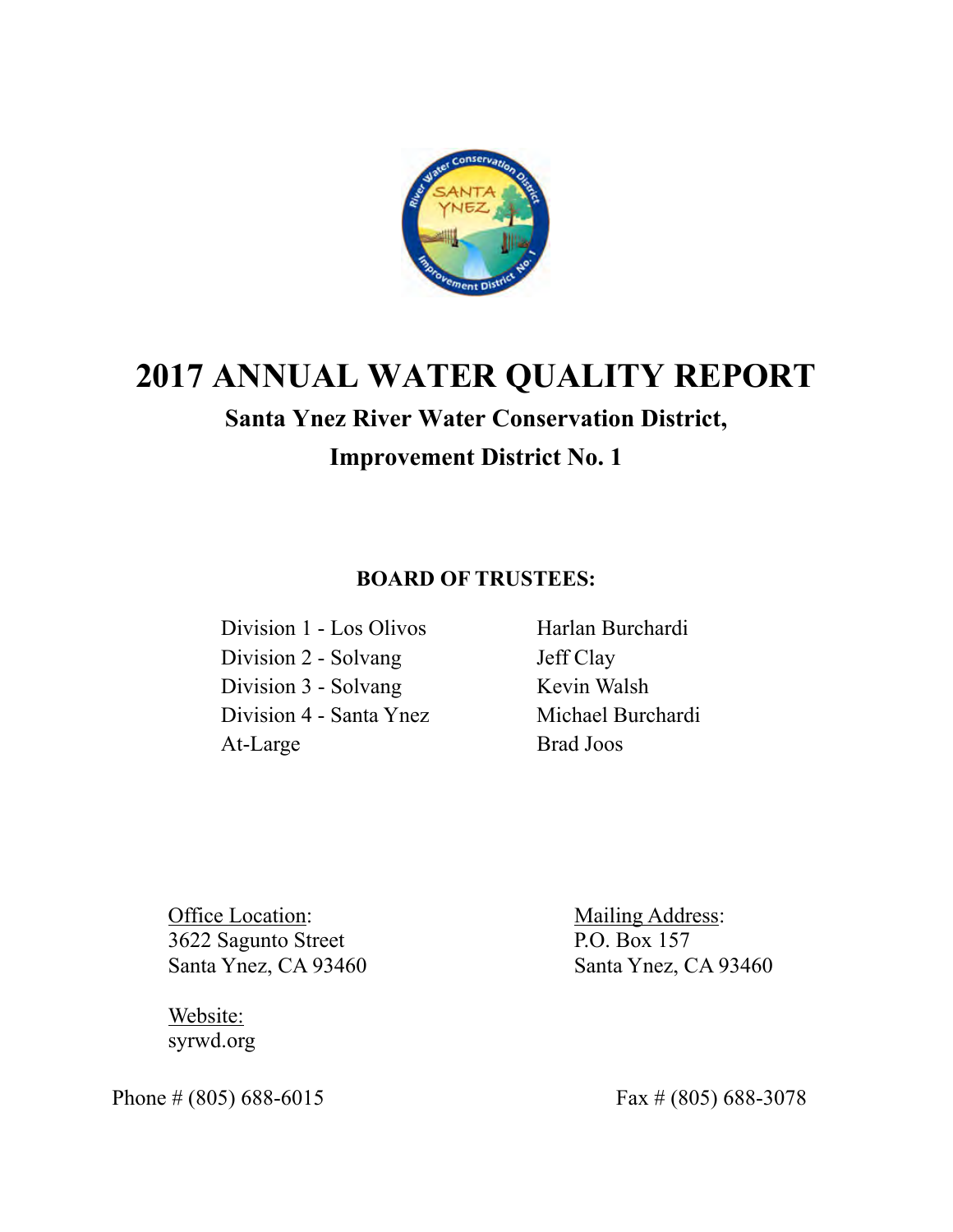# 2017 ANNUAL WATER QUALITY REPORT

## Santa Ynez River Water Conservation District, Improvement District No. 1

**BOARD OF TRUSTEES:**

| | |
|---|---|
| Division 1 - Los Olivos | Harlan Burchardi |
| Division 2 - Solvang | Jeff Clay |
| Division 3 - Solvang | Kevin Walsh |
| Division 4 - Santa Ynez | Michael Burchardi |
| At-Large | Brad Joos |

Office Location:
3622 Sagunto Street
Santa Ynez, CA 93460

Mailing Address:
P.O. Box 157
Santa Ynez, CA 93460

Website:
syrwd.org

Phone # (805) 688-6015

Fax # (805) 688-3078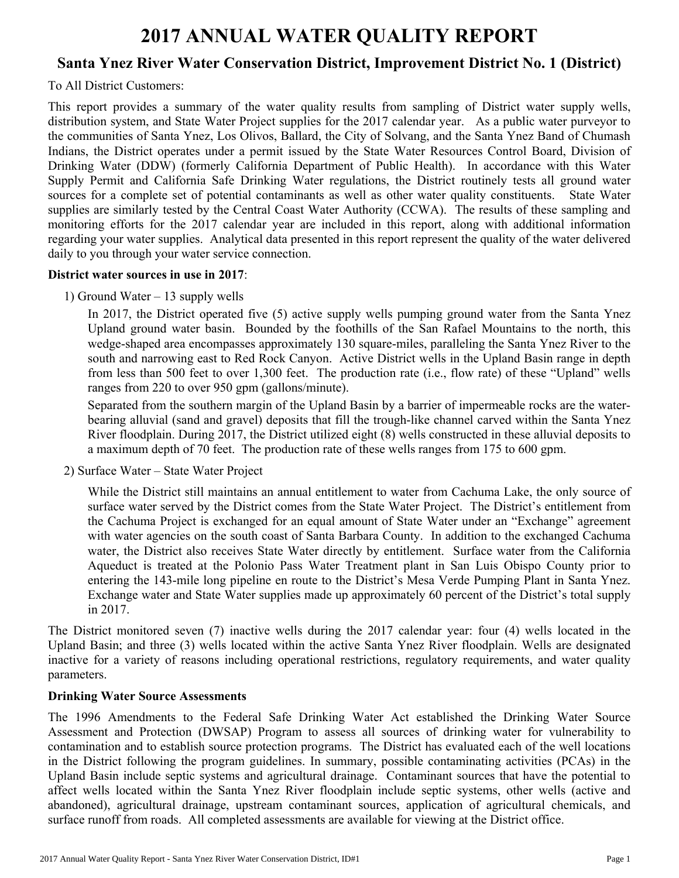# 2017 ANNUAL WATER QUALITY REPORT

## Santa Ynez River Water Conservation District, Improvement District No. 1 (District)

To All District Customers:

This report provides a summary of the water quality results from sampling of District water supply wells, distribution system, and State Water Project supplies for the 2017 calendar year. As a public water purveyor to the communities of Santa Ynez, Los Olivos, Ballard, the City of Solvang, and the Santa Ynez Band of Chumash Indians, the District operates under a permit issued by the State Water Resources Control Board, Division of Drinking Water (DDW) (formerly California Department of Public Health). In accordance with this Water Supply Permit and California Safe Drinking Water regulations, the District routinely tests all ground water sources for a complete set of potential contaminants as well as other water quality constituents. State Water supplies are similarly tested by the Central Coast Water Authority (CCWA). The results of these sampling and monitoring efforts for the 2017 calendar year are included in this report, along with additional information regarding your water supplies. Analytical data presented in this report represent the quality of the water delivered daily to you through your water service connection.

**District water sources in use in 2017**:

1) Ground Water – 13 supply wells

   In 2017, the District operated five (5) active supply wells pumping ground water from the Santa Ynez Upland ground water basin. Bounded by the foothills of the San Rafael Mountains to the north, this wedge-shaped area encompasses approximately 130 square-miles, paralleling the Santa Ynez River to the south and narrowing east to Red Rock Canyon. Active District wells in the Upland Basin range in depth from less than 500 feet to over 1,300 feet. The production rate (i.e., flow rate) of these "Upland" wells ranges from 220 to over 950 gpm (gallons/minute).

   Separated from the southern margin of the Upland Basin by a barrier of impermeable rocks are the water-bearing alluvial (sand and gravel) deposits that fill the trough-like channel carved within the Santa Ynez River floodplain. During 2017, the District utilized eight (8) wells constructed in these alluvial deposits to a maximum depth of 70 feet. The production rate of these wells ranges from 175 to 600 gpm.

2) Surface Water – State Water Project

   While the District still maintains an annual entitlement to water from Cachuma Lake, the only source of surface water served by the District comes from the State Water Project. The District's entitlement from the Cachuma Project is exchanged for an equal amount of State Water under an "Exchange" agreement with water agencies on the south coast of Santa Barbara County. In addition to the exchanged Cachuma water, the District also receives State Water directly by entitlement. Surface water from the California Aqueduct is treated at the Polonio Pass Water Treatment plant in San Luis Obispo County prior to entering the 143-mile long pipeline en route to the District's Mesa Verde Pumping Plant in Santa Ynez. Exchange water and State Water supplies made up approximately 60 percent of the District's total supply in 2017.

The District monitored seven (7) inactive wells during the 2017 calendar year: four (4) wells located in the Upland Basin; and three (3) wells located within the active Santa Ynez River floodplain. Wells are designated inactive for a variety of reasons including operational restrictions, regulatory requirements, and water quality parameters.

**Drinking Water Source Assessments**

The 1996 Amendments to the Federal Safe Drinking Water Act established the Drinking Water Source Assessment and Protection (DWSAP) Program to assess all sources of drinking water for vulnerability to contamination and to establish source protection programs. The District has evaluated each of the well locations in the District following the program guidelines. In summary, possible contaminating activities (PCAs) in the Upland Basin include septic systems and agricultural drainage. Contaminant sources that have the potential to affect wells located within the Santa Ynez River floodplain include septic systems, other wells (active and abandoned), agricultural drainage, upstream contaminant sources, application of agricultural chemicals, and surface runoff from roads. All completed assessments are available for viewing at the District office.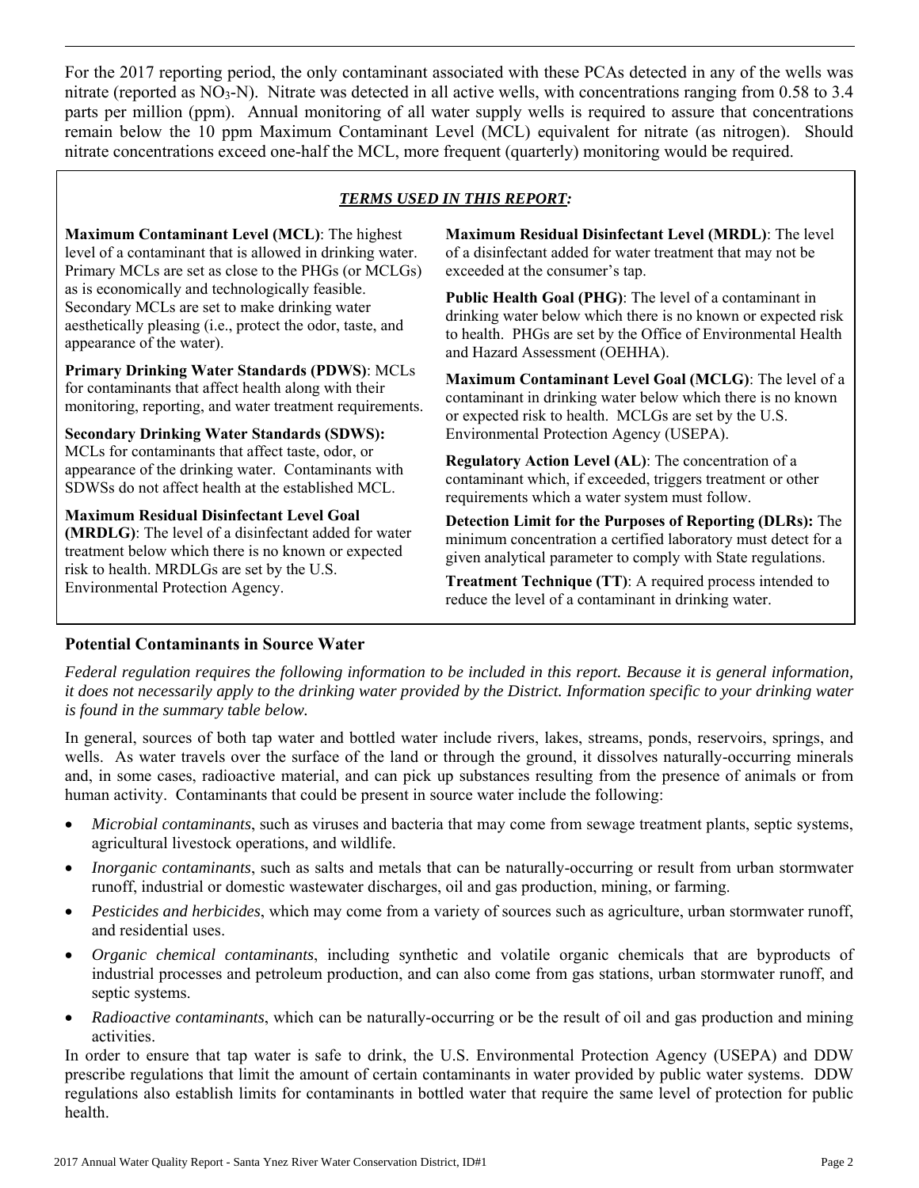For the 2017 reporting period, the only contaminant associated with these PCAs detected in any of the wells was nitrate (reported as $NO_3$-N). Nitrate was detected in all active wells, with concentrations ranging from 0.58 to 3.4 parts per million (ppm). Annual monitoring of all water supply wells is required to assure that concentrations remain below the 10 ppm Maximum Contaminant Level (MCL) equivalent for nitrate (as nitrogen). Should nitrate concentrations exceed one-half the MCL, more frequent (quarterly) monitoring would be required.

***TERMS USED IN THIS REPORT:***

**Maximum Contaminant Level (MCL)**: The highest level of a contaminant that is allowed in drinking water. Primary MCLs are set as close to the PHGs (or MCLGs) as is economically and technologically feasible. Secondary MCLs are set to make drinking water aesthetically pleasing (i.e., protect the odor, taste, and appearance of the water).

**Primary Drinking Water Standards (PDWS)**: MCLs for contaminants that affect health along with their monitoring, reporting, and water treatment requirements.

**Secondary Drinking Water Standards (SDWS):** MCLs for contaminants that affect taste, odor, or appearance of the drinking water. Contaminants with SDWSs do not affect health at the established MCL.

**Maximum Residual Disinfectant Level Goal (MRDLG)**: The level of a disinfectant added for water treatment below which there is no known or expected risk to health. MRDLGs are set by the U.S. Environmental Protection Agency.

**Maximum Residual Disinfectant Level (MRDL)**: The level of a disinfectant added for water treatment that may not be exceeded at the consumer's tap.

**Public Health Goal (PHG)**: The level of a contaminant in drinking water below which there is no known or expected risk to health. PHGs are set by the Office of Environmental Health and Hazard Assessment (OEHHA).

**Maximum Contaminant Level Goal (MCLG)**: The level of a contaminant in drinking water below which there is no known or expected risk to health. MCLGs are set by the U.S. Environmental Protection Agency (USEPA).

**Regulatory Action Level (AL)**: The concentration of a contaminant which, if exceeded, triggers treatment or other requirements which a water system must follow.

**Detection Limit for the Purposes of Reporting (DLRs):** The minimum concentration a certified laboratory must detect for a given analytical parameter to comply with State regulations.

**Treatment Technique (TT)**: A required process intended to reduce the level of a contaminant in drinking water.

## Potential Contaminants in Source Water

*Federal regulation requires the following information to be included in this report. Because it is general information, it does not necessarily apply to the drinking water provided by the District. Information specific to your drinking water is found in the summary table below.*

In general, sources of both tap water and bottled water include rivers, lakes, streams, ponds, reservoirs, springs, and wells. As water travels over the surface of the land or through the ground, it dissolves naturally-occurring minerals and, in some cases, radioactive material, and can pick up substances resulting from the presence of animals or from human activity. Contaminants that could be present in source water include the following:

- *Microbial contaminants*, such as viruses and bacteria that may come from sewage treatment plants, septic systems, agricultural livestock operations, and wildlife.
- *Inorganic contaminants*, such as salts and metals that can be naturally-occurring or result from urban stormwater runoff, industrial or domestic wastewater discharges, oil and gas production, mining, or farming.
- *Pesticides and herbicides*, which may come from a variety of sources such as agriculture, urban stormwater runoff, and residential uses.
- *Organic chemical contaminants*, including synthetic and volatile organic chemicals that are byproducts of industrial processes and petroleum production, and can also come from gas stations, urban stormwater runoff, and septic systems.
- *Radioactive contaminants*, which can be naturally-occurring or be the result of oil and gas production and mining activities.

In order to ensure that tap water is safe to drink, the U.S. Environmental Protection Agency (USEPA) and DDW prescribe regulations that limit the amount of certain contaminants in water provided by public water systems. DDW regulations also establish limits for contaminants in bottled water that require the same level of protection for public health.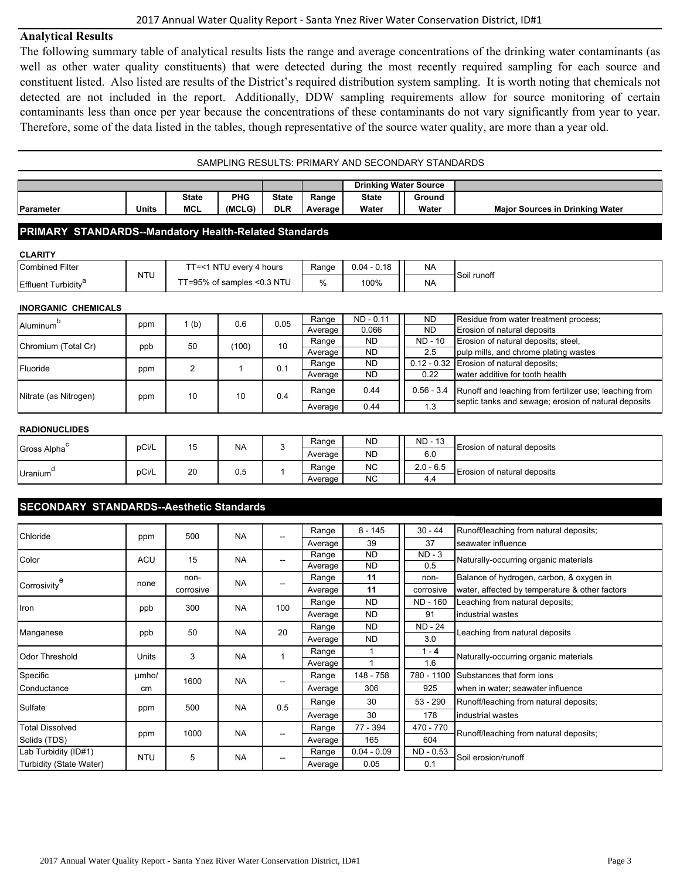## Analytical Results

The following summary table of analytical results lists the range and average concentrations of the drinking water contaminants (as well as other water quality constituents) that were detected during the most recently required sampling for each source and constituent listed. Also listed are results of the District's required distribution system sampling. It is worth noting that chemicals not detected are not included in the report. Additionally, DDW sampling requirements allow for source monitoring of certain contaminants less than once per year because the concentrations of these contaminants do not vary significantly from year to year. Therefore, some of the data listed in the tables, though representative of the source water quality, are more than a year old.

### SAMPLING RESULTS: PRIMARY AND SECONDARY STANDARDS

| | | | | | | Drinking Water Source | | |
|---|---|---|---|---|---|---|---|---|
| Parameter | Units | State MCL | PHG (MCLG) | State DLR | Range Average | State Water | Ground Water | Major Sources in Drinking Water |
| **PRIMARY STANDARDS--Mandatory Health-Related Standards** | | | | | | | | |
| **CLARITY** | | | | | | | | |
| Combined Filter Effluent Turbidity[a] | NTU | TT=<1 NTU every 4 hours | | | Range | 0.04 - 0.18 | NA | Soil runoff |
| | | TT=95% of samples <0.3 NTU | | | % | 100% | NA | |
| **INORGANIC CHEMICALS** | | | | | | | | |
| Aluminum[b] | ppm | 1 (b) | 0.6 | 0.05 | Range | ND - 0.11 | ND | Residue from water treatment process; |
| | | | | | Average | 0.066 | ND | Erosion of natural deposits |
| Chromium (Total Cr) | ppb | 50 | (100) | 10 | Range | ND | ND - 10 | Erosion of natural deposits; steel, |
| | | | | | Average | ND | 2.5 | pulp mills, and chrome plating wastes |
| Fluoride | ppm | 2 | 1 | 0.1 | Range | ND | 0.12 - 0.32 | Erosion of natural deposits; |
| | | | | | Average | ND | 0.22 | water additive for tooth health |
| Nitrate (as Nitrogen) | ppm | 10 | 10 | 0.4 | Range | 0.44 | 0.56 - 3.4 | Runoff and leaching from fertilizer use; leaching from |
| | | | | | Average | 0.44 | 1.3 | septic tanks and sewage; erosion of natural deposits |
| **RADIONUCLIDES** | | | | | | | | |
| Gross Alpha[c] | pCi/L | 15 | NA | 3 | Range | ND | ND - 13 | Erosion of natural deposits |
| | | | | | Average | ND | 6.0 | |
| Uranium[d] | pCi/L | 20 | 0.5 | 1 | Range | NC | 2.0 - 6.5 | Erosion of natural deposits |
| | | | | | Average | NC | 4.4 | |
| **SECONDARY STANDARDS--Aesthetic Standards** | | | | | | | | |
| Chloride | ppm | 500 | NA | -- | Range | 8 - 145 | 30 - 44 | Runoff/leaching from natural deposits; |
| | | | | | Average | 39 | 37 | seawater influence |
| Color | ACU | 15 | NA | -- | Range | ND | ND - 3 | Naturally-occurring organic materials |
| | | | | | Average | ND | 0.5 | |
| Corrosivity[e] | none | non-corrosive | NA | -- | Range | **11** | non- | Balance of hydrogen, carbon, & oxygen in |
| | | | | | Average | **11** | corrosive | water, affected by temperature & other factors |
| Iron | ppb | 300 | NA | 100 | Range | ND | ND - 160 | Leaching from natural deposits; |
| | | | | | Average | ND | 91 | industrial wastes |
| Manganese | ppb | 50 | NA | 20 | Range | ND | ND - 24 | Leaching from natural deposits |
| | | | | | Average | ND | 3.0 | |
| Odor Threshold | Units | 3 | NA | 1 | Range | 1 | 1 - **4** | Naturally-occurring organic materials |
| | | | | | Average | 1 | 1.6 | |
| Specific Conductance | μmho/cm | 1600 | NA | -- | Range | 148 - 758 | 780 - 1100 | Substances that form ions |
| | | | | | Average | 306 | 925 | when in water; seawater influence |
| Sulfate | ppm | 500 | NA | 0.5 | Range | 30 | 53 - 290 | Runoff/leaching from natural deposits; |
| | | | | | Average | 30 | 178 | industrial wastes |
| Total Dissolved Solids (TDS) | ppm | 1000 | NA | -- | Range | 77 - 394 | 470 - 770 | Runoff/leaching from natural deposits; |
| | | | | | Average | 165 | 604 | |
| Lab Turbidity (ID#1) Turbidity (State Water) | NTU | 5 | NA | -- | Range | 0.04 - 0.09 | ND - 0.53 | Soil erosion/runoff |
| | | | | | Average | 0.05 | 0.1 | |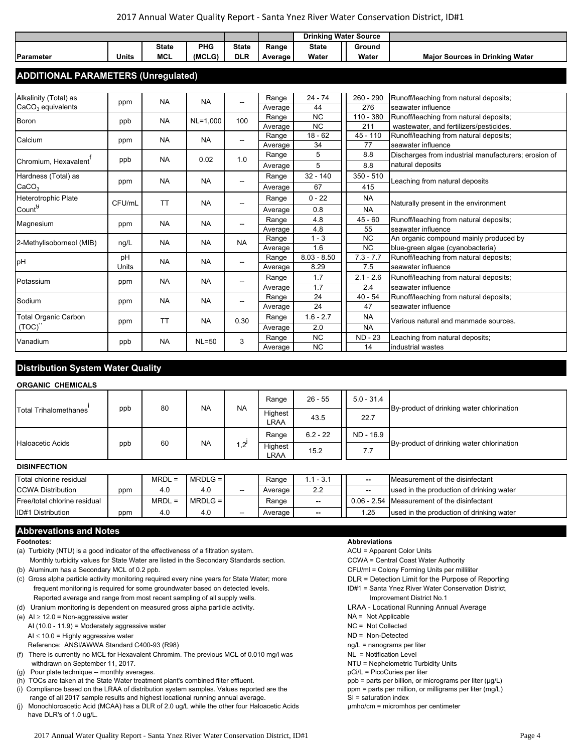| Parameter | Units | State MCL | PHG (MCLG) | State DLR | Range Average | Drinking Water Source: State Water | Drinking Water Source: Ground Water | Major Sources in Drinking Water |
|---|---|---|---|---|---|---|---|---|
| **ADDITIONAL PARAMETERS (Unregulated)** | | | | | | | | |
| Alkalinity (Total) as $CaCO_3$ equivalents | ppm | NA | NA | -- | Range | 24 - 74 | 260 - 290 | Runoff/leaching from natural deposits; |
| | | | | | Average | 44 | 276 | seawater influence |
| Boron | ppb | NA | NL=1,000 | 100 | Range | NC | 110 - 380 | Runoff/leaching from natural deposits; |
| | | | | | Average | NC | 211 | wastewater, and fertilizers/pesticides. |
| Calcium | ppm | NA | NA | -- | Range | 18 - 62 | 45 - 110 | Runoff/leaching from natural deposits; |
| | | | | | Average | 34 | 77 | seawater influence |
| Chromium, Hexavalent[f] | ppb | NA | 0.02 | 1.0 | Range | 5 | 8.8 | Discharges from industrial manufacturers; erosion of |
| | | | | | Average | 5 | 8.8 | natural deposits |
| Hardness (Total) as $CaCO_3$ | ppm | NA | NA | -- | Range | 32 - 140 | 350 - 510 | Leaching from natural deposits |
| | | | | | Average | 67 | 415 | |
| Heterotrophic Plate Count[g] | CFU/mL | TT | NA | -- | Range | 0 - 22 | NA | Naturally present in the environment |
| | | | | | Average | 0.8 | NA | |
| Magnesium | ppm | NA | NA | -- | Range | 4.8 | 45 - 60 | Runoff/leaching from natural deposits; |
| | | | | | Average | 4.8 | 55 | seawater influence |
| 2-Methylisoborneol (MIB) | ng/L | NA | NA | NA | Range | 1 - 3 | NC | An organic compound mainly produced by |
| | | | | | Average | 1.6 | NC | blue-green algae (cyanobacteria) |
| pH | pH Units | NA | NA | -- | Range | 8.03 - 8.50 | 7.3 - 7.7 | Runoff/leaching from natural deposits; |
| | | | | | Average | 8.29 | 7.5 | seawater influence |
| Potassium | ppm | NA | NA | -- | Range | 1.7 | 2.1 - 2.6 | Runoff/leaching from natural deposits; |
| | | | | | Average | 1.7 | 2.4 | seawater influence |
| Sodium | ppm | NA | NA | -- | Range | 24 | 40 - 54 | Runoff/leaching from natural deposits; |
| | | | | | Average | 24 | 47 | seawater influence |
| Total Organic Carbon (TOC)[h] | ppm | TT | NA | 0.30 | Range | 1.6 - 2.7 | NA | Various natural and manmade sources. |
| | | | | | Average | 2.0 | NA | |
| Vanadium | ppb | NA | NL=50 | 3 | Range | NC | ND - 23 | Leaching from natural deposits; |
| | | | | | Average | NC | 14 | industrial wastes |

## Distribution System Water Quality

**ORGANIC CHEMICALS**

| Parameter | Units | State MCL | PHG (MCLG) | State DLR | Range Average | State Water | Ground Water | Major Sources in Drinking Water |
|---|---|---|---|---|---|---|---|---|
| Total Trihalomethanes[i] | ppb | 80 | NA | NA | Range | 26 - 55 | 5.0 - 31.4 | By-product of drinking water chlorination |
| | | | | | Highest LRAA | 43.5 | 22.7 | |
| Haloacetic Acids | ppb | 60 | NA | 1,2[j] | Range | 6.2 - 22 | ND - 16.9 | By-product of drinking water chlorination |
| | | | | | Highest LRAA | 15.2 | 7.7 | |

**DISINFECTION**

| Parameter | Units | State MCL | PHG (MCLG) | State DLR | Range Average | State Water | Ground Water | Major Sources in Drinking Water |
|---|---|---|---|---|---|---|---|---|
| Total chlorine residual | | MRDL = | MRDLG = | | Range | 1.1 - 3.1 | -- | Measurement of the disinfectant |
| CCWA Distribution | ppm | 4.0 | 4.0 | -- | Average | 2.2 | -- | used in the production of drinking water |
| Free/total chlorine residual | | MRDL = | MRDLG = | | Range | -- | 0.06 - 2.54 | Measurement of the disinfectant |
| ID#1 Distribution | ppm | 4.0 | 4.0 | -- | Average | -- | 1.25 | used in the production of drinking water |

## Abbrevations and Notes

**Footnotes:**

(a) Turbidity (NTU) is a good indicator of the effectiveness of a filtration system. Monthly turbidity values for State Water are listed in the Secondary Standards section.

(b) Aluminum has a Secondary MCL of 0.2 ppb.

(c) Gross alpha particle activity monitoring required every nine years for State Water; more frequent monitoring is required for some groundwater based on detected levels. Reported average and range from most recent sampling of all supply wells.

(d) Uranium monitoring is dependent on measured gross alpha particle activity.

(e) AI ≥ 12.0 = Non-aggressive water
AI (10.0 - 11.9) = Moderately aggressive water
AI ≤ 10.0 = Highly aggressive water
Reference: ANSI/AWWA Standard C400-93 (R98)

(f) There is currently no MCL for Hexavalent Chromim. The previous MCL of 0.010 mg/l was withdrawn on September 11, 2017.

(g) Pour plate technique -- monthly averages.

(h) TOCs are taken at the State Water treatment plant's combined filter effluent.

(i) Compliance based on the LRAA of distribution system samples. Values reported are the range of all 2017 sample results and highest locational running annual average.

(j) Monochloroacetic Acid (MCAA) has a DLR of 2.0 ug/L while the other four Haloacetic Acids have DLR's of 1.0 ug/L.

**Abbreviations**

ACU = Apparent Color Units
CCWA = Central Coast Water Authority
CFU/ml = Colony Forming Units per milliliter
DLR = Detection Limit for the Purpose of Reporting
ID#1 = Santa Ynez River Water Conservation District, Improvement District No.1
LRAA - Locational Running Annual Average
NA = Not Applicable
NC = Not Collected
ND = Non-Detected
ng/L = nanograms per liter
NL = Notification Level
NTU = Nephelometric Turbidity Units
pCi/L = PicoCuries per liter
ppb = parts per billion, or micrograms per liter (μg/L)
ppm = parts per million, or milligrams per liter (mg/L)
SI = saturation index
μmho/cm = micromhos per centimeter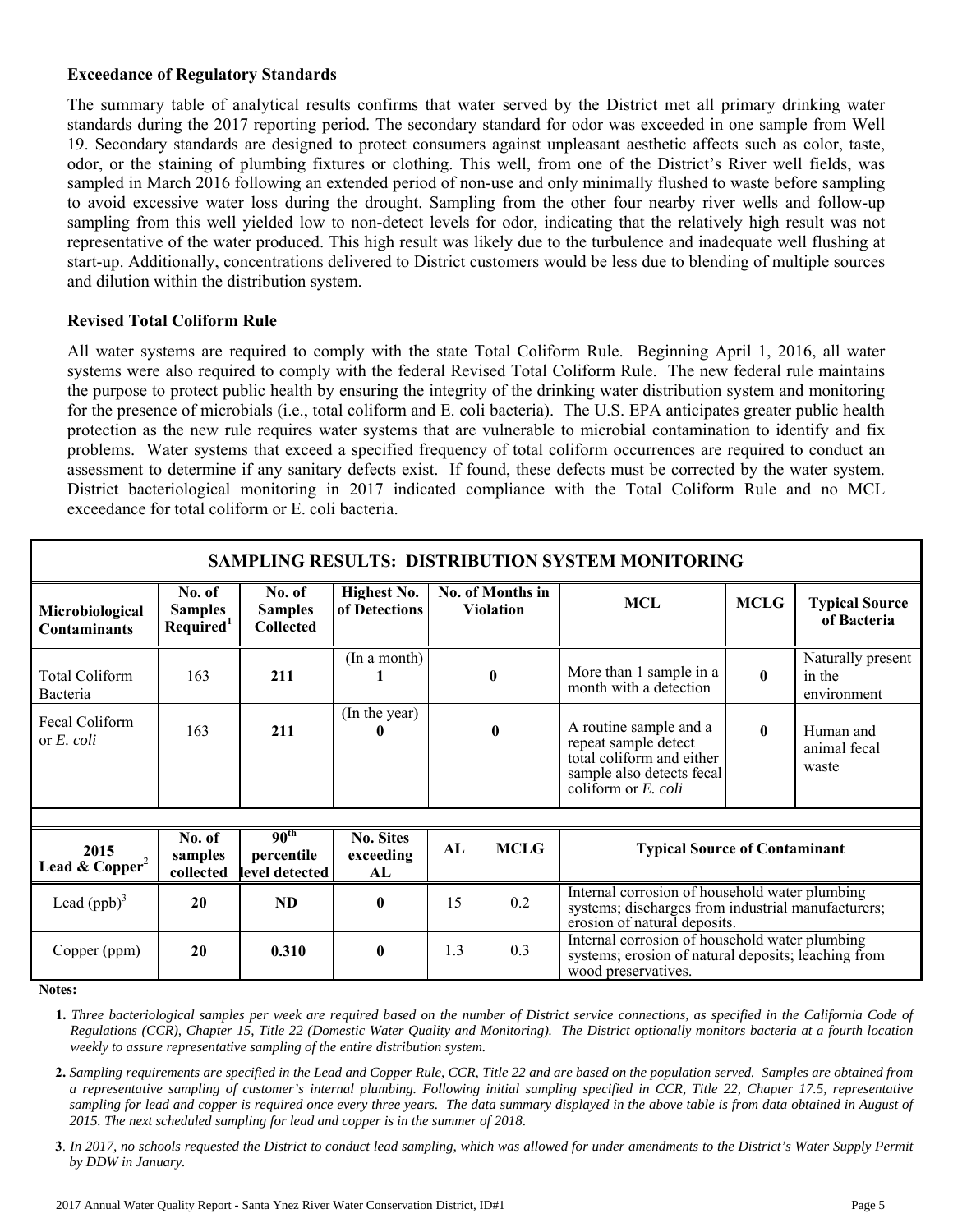### Exceedance of Regulatory Standards

The summary table of analytical results confirms that water served by the District met all primary drinking water standards during the 2017 reporting period. The secondary standard for odor was exceeded in one sample from Well 19. Secondary standards are designed to protect consumers against unpleasant aesthetic affects such as color, taste, odor, or the staining of plumbing fixtures or clothing. This well, from one of the District's River well fields, was sampled in March 2016 following an extended period of non-use and only minimally flushed to waste before sampling to avoid excessive water loss during the drought. Sampling from the other four nearby river wells and follow-up sampling from this well yielded low to non-detect levels for odor, indicating that the relatively high result was not representative of the water produced. This high result was likely due to the turbulence and inadequate well flushing at start-up. Additionally, concentrations delivered to District customers would be less due to blending of multiple sources and dilution within the distribution system.

### Revised Total Coliform Rule

All water systems are required to comply with the state Total Coliform Rule. Beginning April 1, 2016, all water systems were also required to comply with the federal Revised Total Coliform Rule. The new federal rule maintains the purpose to protect public health by ensuring the integrity of the drinking water distribution system and monitoring for the presence of microbials (i.e., total coliform and E. coli bacteria). The U.S. EPA anticipates greater public health protection as the new rule requires water systems that are vulnerable to microbial contamination to identify and fix problems. Water systems that exceed a specified frequency of total coliform occurrences are required to conduct an assessment to determine if any sanitary defects exist. If found, these defects must be corrected by the water system. District bacteriological monitoring in 2017 indicated compliance with the Total Coliform Rule and no MCL exceedance for total coliform or E. coli bacteria.

**SAMPLING RESULTS: DISTRIBUTION SYSTEM MONITORING**

| Microbiological Contaminants | No. of Samples Required[1] | No. of Samples Collected | Highest No. of Detections | No. of Months in Violation | MCL | MCLG | Typical Source of Bacteria |
|---|---|---|---|---|---|---|---|
| Total Coliform Bacteria | 163 | **211** | (In a month) **1** | **0** | More than 1 sample in a month with a detection | **0** | Naturally present in the environment |
| Fecal Coliform or *E. coli* | 163 | **211** | (In the year) **0** | **0** | A routine sample and a repeat sample detect total coliform and either sample also detects fecal coliform or *E. coli* | **0** | Human and animal fecal waste |

| 2015 Lead & Copper[2] | No. of samples collected | 90th percentile level detected | No. Sites exceeding AL | AL | MCLG | Typical Source of Contaminant |
|---|---|---|---|---|---|---|
| Lead (ppb)[3] | **20** | **ND** | **0** | 15 | 0.2 | Internal corrosion of household water plumbing systems; discharges from industrial manufacturers; erosion of natural deposits. |
| Copper (ppm) | **20** | **0.310** | **0** | 1.3 | 0.3 | Internal corrosion of household water plumbing systems; erosion of natural deposits; leaching from wood preservatives. |

**Notes:**

1. *Three bacteriological samples per week are required based on the number of District service connections, as specified in the California Code of Regulations (CCR), Chapter 15, Title 22 (Domestic Water Quality and Monitoring). The District optionally monitors bacteria at a fourth location weekly to assure representative sampling of the entire distribution system.*

2. *Sampling requirements are specified in the Lead and Copper Rule, CCR, Title 22 and are based on the population served. Samples are obtained from a representative sampling of customer's internal plumbing. Following initial sampling specified in CCR, Title 22, Chapter 17.5, representative sampling for lead and copper is required once every three years. The data summary displayed in the above table is from data obtained in August of 2015. The next scheduled sampling for lead and copper is in the summer of 2018.*

3. *In 2017, no schools requested the District to conduct lead sampling, which was allowed for under amendments to the District's Water Supply Permit by DDW in January.*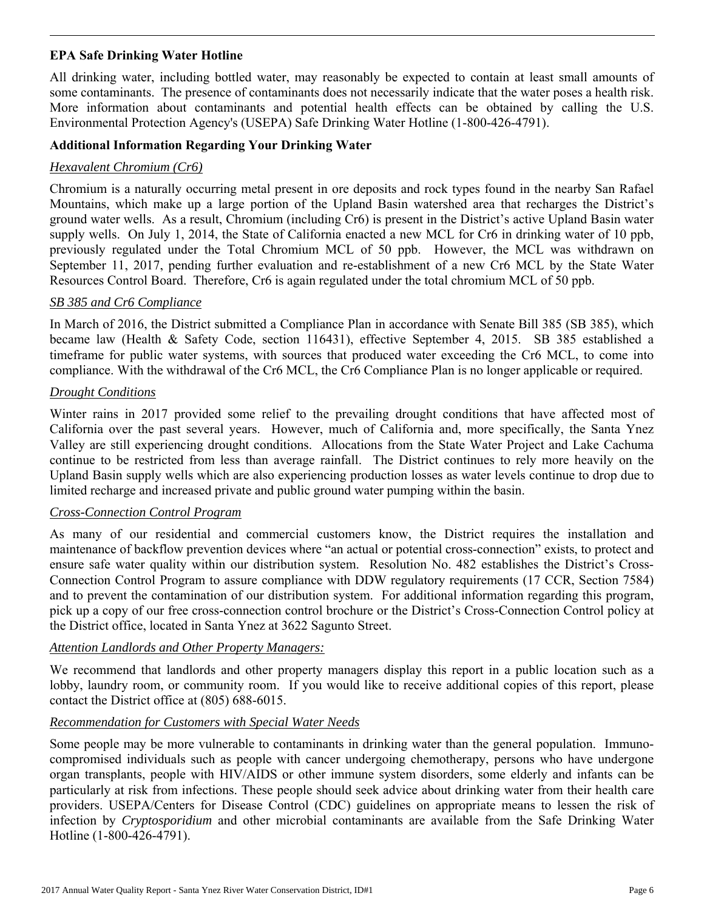## EPA Safe Drinking Water Hotline

All drinking water, including bottled water, may reasonably be expected to contain at least small amounts of some contaminants. The presence of contaminants does not necessarily indicate that the water poses a health risk. More information about contaminants and potential health effects can be obtained by calling the U.S. Environmental Protection Agency's (USEPA) Safe Drinking Water Hotline (1-800-426-4791).

## Additional Information Regarding Your Drinking Water

### *Hexavalent Chromium (Cr6)*

Chromium is a naturally occurring metal present in ore deposits and rock types found in the nearby San Rafael Mountains, which make up a large portion of the Upland Basin watershed area that recharges the District's ground water wells. As a result, Chromium (including Cr6) is present in the District's active Upland Basin water supply wells. On July 1, 2014, the State of California enacted a new MCL for Cr6 in drinking water of 10 ppb, previously regulated under the Total Chromium MCL of 50 ppb. However, the MCL was withdrawn on September 11, 2017, pending further evaluation and re-establishment of a new Cr6 MCL by the State Water Resources Control Board. Therefore, Cr6 is again regulated under the total chromium MCL of 50 ppb.

### *SB 385 and Cr6 Compliance*

In March of 2016, the District submitted a Compliance Plan in accordance with Senate Bill 385 (SB 385), which became law (Health & Safety Code, section 116431), effective September 4, 2015. SB 385 established a timeframe for public water systems, with sources that produced water exceeding the Cr6 MCL, to come into compliance. With the withdrawal of the Cr6 MCL, the Cr6 Compliance Plan is no longer applicable or required.

### *Drought Conditions*

Winter rains in 2017 provided some relief to the prevailing drought conditions that have affected most of California over the past several years. However, much of California and, more specifically, the Santa Ynez Valley are still experiencing drought conditions. Allocations from the State Water Project and Lake Cachuma continue to be restricted from less than average rainfall. The District continues to rely more heavily on the Upland Basin supply wells which are also experiencing production losses as water levels continue to drop due to limited recharge and increased private and public ground water pumping within the basin.

### *Cross-Connection Control Program*

As many of our residential and commercial customers know, the District requires the installation and maintenance of backflow prevention devices where "an actual or potential cross-connection" exists, to protect and ensure safe water quality within our distribution system. Resolution No. 482 establishes the District's Cross-Connection Control Program to assure compliance with DDW regulatory requirements (17 CCR, Section 7584) and to prevent the contamination of our distribution system. For additional information regarding this program, pick up a copy of our free cross-connection control brochure or the District's Cross-Connection Control policy at the District office, located in Santa Ynez at 3622 Sagunto Street.

### *Attention Landlords and Other Property Managers:*

We recommend that landlords and other property managers display this report in a public location such as a lobby, laundry room, or community room. If you would like to receive additional copies of this report, please contact the District office at (805) 688-6015.

### *Recommendation for Customers with Special Water Needs*

Some people may be more vulnerable to contaminants in drinking water than the general population. Immuno-compromised individuals such as people with cancer undergoing chemotherapy, persons who have undergone organ transplants, people with HIV/AIDS or other immune system disorders, some elderly and infants can be particularly at risk from infections. These people should seek advice about drinking water from their health care providers. USEPA/Centers for Disease Control (CDC) guidelines on appropriate means to lessen the risk of infection by *Cryptosporidium* and other microbial contaminants are available from the Safe Drinking Water Hotline (1-800-426-4791).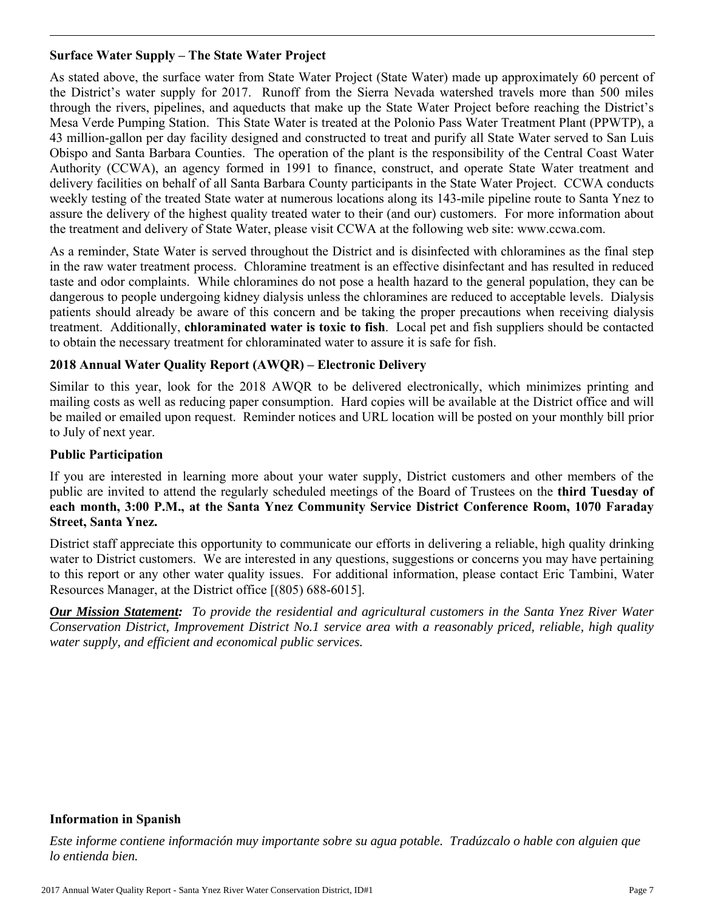### Surface Water Supply – The State Water Project

As stated above, the surface water from State Water Project (State Water) made up approximately 60 percent of the District's water supply for 2017. Runoff from the Sierra Nevada watershed travels more than 500 miles through the rivers, pipelines, and aqueducts that make up the State Water Project before reaching the District's Mesa Verde Pumping Station. This State Water is treated at the Polonio Pass Water Treatment Plant (PPWTP), a 43 million-gallon per day facility designed and constructed to treat and purify all State Water served to San Luis Obispo and Santa Barbara Counties. The operation of the plant is the responsibility of the Central Coast Water Authority (CCWA), an agency formed in 1991 to finance, construct, and operate State Water treatment and delivery facilities on behalf of all Santa Barbara County participants in the State Water Project. CCWA conducts weekly testing of the treated State water at numerous locations along its 143-mile pipeline route to Santa Ynez to assure the delivery of the highest quality treated water to their (and our) customers. For more information about the treatment and delivery of State Water, please visit CCWA at the following web site: www.ccwa.com.

As a reminder, State Water is served throughout the District and is disinfected with chloramines as the final step in the raw water treatment process. Chloramine treatment is an effective disinfectant and has resulted in reduced taste and odor complaints. While chloramines do not pose a health hazard to the general population, they can be dangerous to people undergoing kidney dialysis unless the chloramines are reduced to acceptable levels. Dialysis patients should already be aware of this concern and be taking the proper precautions when receiving dialysis treatment. Additionally, **chloraminated water is toxic to fish**. Local pet and fish suppliers should be contacted to obtain the necessary treatment for chloraminated water to assure it is safe for fish.

### 2018 Annual Water Quality Report (AWQR) – Electronic Delivery

Similar to this year, look for the 2018 AWQR to be delivered electronically, which minimizes printing and mailing costs as well as reducing paper consumption. Hard copies will be available at the District office and will be mailed or emailed upon request. Reminder notices and URL location will be posted on your monthly bill prior to July of next year.

### Public Participation

If you are interested in learning more about your water supply, District customers and other members of the public are invited to attend the regularly scheduled meetings of the Board of Trustees on the **third Tuesday of each month, 3:00 P.M., at the Santa Ynez Community Service District Conference Room, 1070 Faraday Street, Santa Ynez.**

District staff appreciate this opportunity to communicate our efforts in delivering a reliable, high quality drinking water to District customers. We are interested in any questions, suggestions or concerns you may have pertaining to this report or any other water quality issues. For additional information, please contact Eric Tambini, Water Resources Manager, at the District office [(805) 688-6015].

***Our Mission Statement:*** *To provide the residential and agricultural customers in the Santa Ynez River Water Conservation District, Improvement District No.1 service area with a reasonably priced, reliable, high quality water supply, and efficient and economical public services.*

### Information in Spanish

*Este informe contiene información muy importante sobre su agua potable. Tradúzcalo o hable con alguien que lo entienda bien.*